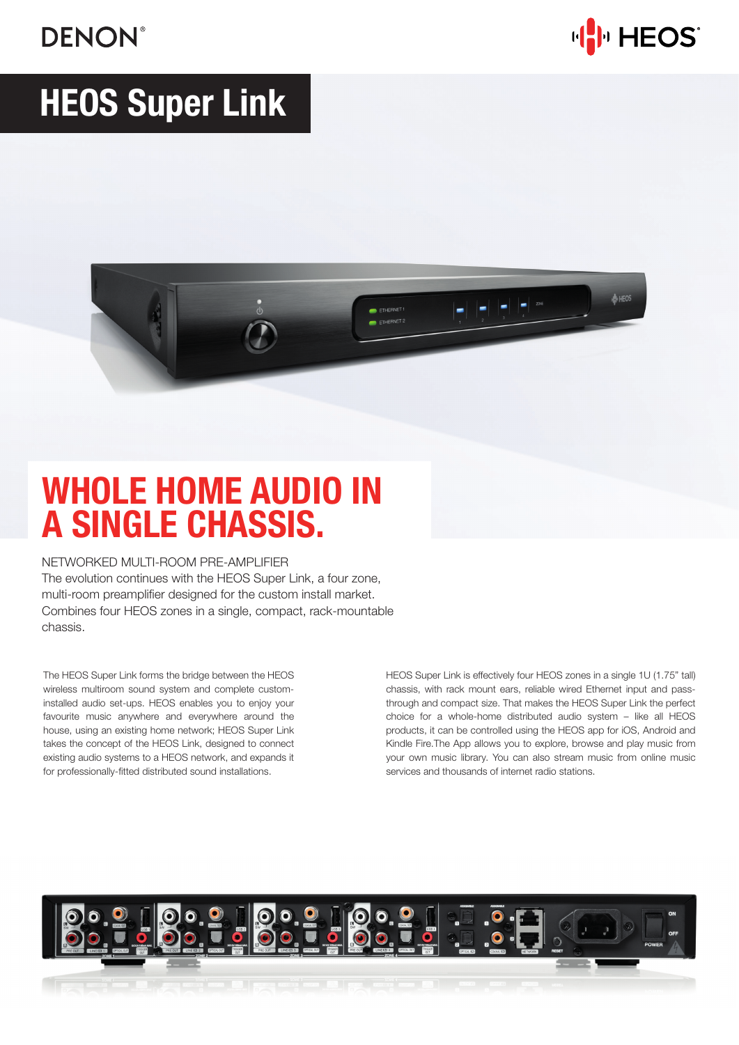DENON

HEOS

# HEOS Super Link

## WHOLE HOME AUDIO IN A SINGLE CHASSIS.

NETWORKED MULTI-ROOM PRE-AMPLIFIER

The evolution continues with the HEOS Super Link, a four zone, multi-room preamplifier designed for the custom install market. Combines four HEOS zones in a single, compact, rack-mountable chassis.

The HEOS Super Link forms the bridge between the HEOS wireless multiroom sound system and complete custom-installed audio set-ups. HEOS enables you to enjoy your favourite music anywhere and everywhere around the house, using an existing home network; HEOS Super Link takes the concept of the HEOS Link, designed to connect existing audio systems to a HEOS network, and expands it for professionally-fitted distributed sound installations.

HEOS Super Link is effectively four HEOS zones in a single 1U (1.75" tall) chassis, with rack mount ears, reliable wired Ethernet input and pass-through and compact size. That makes the HEOS Super Link the perfect choice for a whole-home distributed audio system – like all HEOS products, it can be controlled using the HEOS app for iOS, Android and Kindle Fire.The App allows you to explore, browse and play music from your own music library. You can also stream music from online music services and thousands of internet radio stations.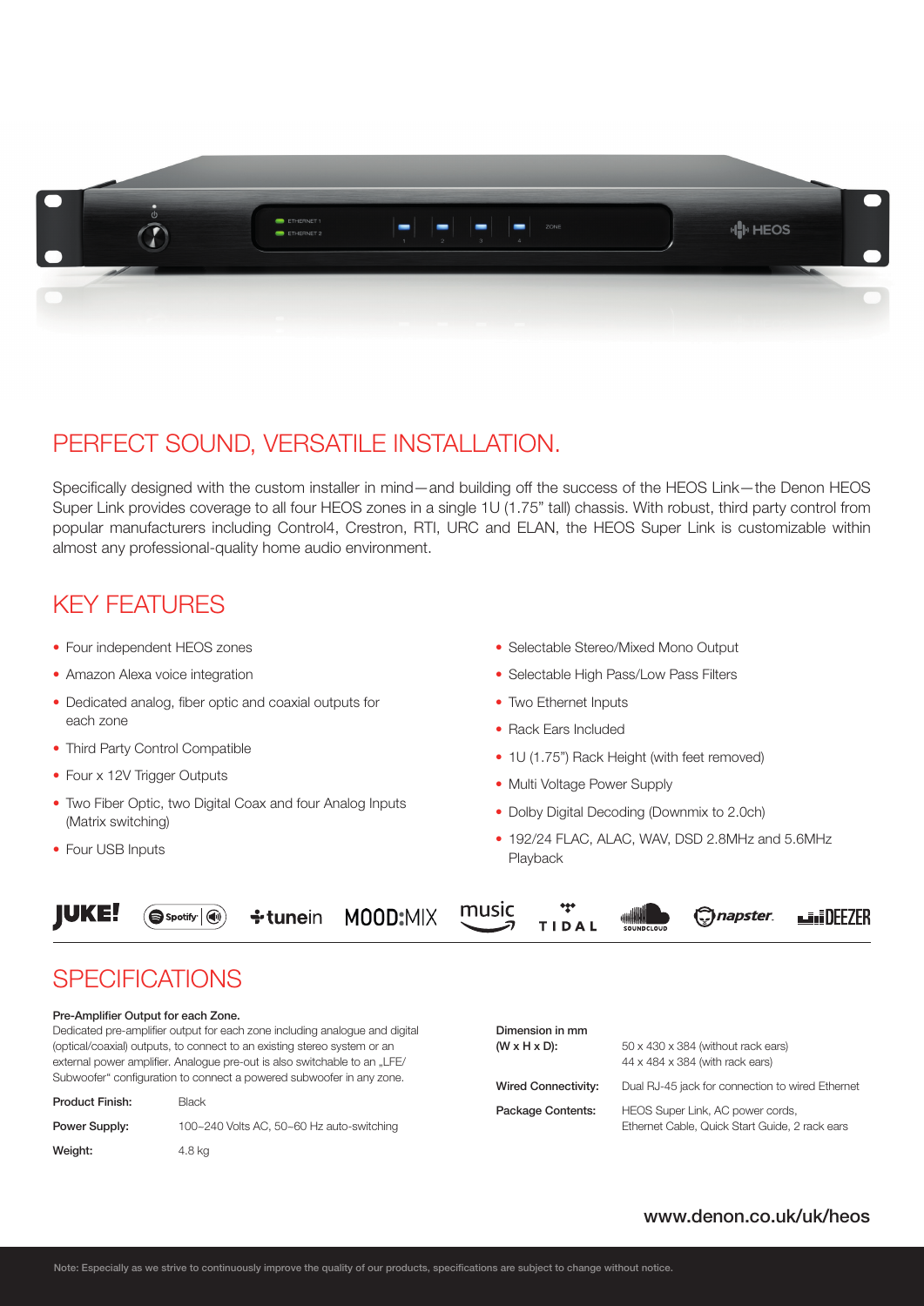## PERFECT SOUND, VERSATILE INSTALLATION.

Specifically designed with the custom installer in mind—and building off the success of the HEOS Link—the Denon HEOS Super Link provides coverage to all four HEOS zones in a single 1U (1.75" tall) chassis. With robust, third party control from popular manufacturers including Control4, Crestron, RTI, URC and ELAN, the HEOS Super Link is customizable within almost any professional-quality home audio environment.

## KEY FEATURES

- Four independent HEOS zones
- Amazon Alexa voice integration
- Dedicated analog, fiber optic and coaxial outputs for each zone
- Third Party Control Compatible
- Four x 12V Trigger Outputs
- Two Fiber Optic, two Digital Coax and four Analog Inputs (Matrix switching)
- Four USB Inputs
- Selectable Stereo/Mixed Mono Output
- Selectable High Pass/Low Pass Filters
- Two Ethernet Inputs
- Rack Ears Included
- 1U (1.75") Rack Height (with feet removed)
- Multi Voltage Power Supply
- Dolby Digital Decoding (Downmix to 2.0ch)
- 192/24 FLAC, ALAC, WAV, DSD 2.8MHz and 5.6MHz Playback

## SPECIFICATIONS

**Pre-Amplifier Output for each Zone.**
Dedicated pre-amplifier output for each zone including analogue and digital (optical/coaxial) outputs, to connect to an existing stereo system or an external power amplifier. Analogue pre-out is also switchable to an „LFE/Subwoofer" configuration to connect a powered subwoofer in any zone.

| | |
|---|---|
| **Product Finish:** | Black |
| **Power Supply:** | 100~240 Volts AC, 50~60 Hz auto-switching |
| **Weight:** | 4.8 kg |
| **Dimension in mm (W x H x D):** | 50 x 430 x 384 (without rack ears)<br>44 x 484 x 384 (with rack ears) |
| **Wired Connectivity:** | Dual RJ-45 jack for connection to wired Ethernet |
| **Package Contents:** | HEOS Super Link, AC power cords, Ethernet Cable, Quick Start Guide, 2 rack ears |

www.denon.co.uk/uk/heos

Note: Especially as we strive to continuously improve the quality of our products, specifications are subject to change without notice.